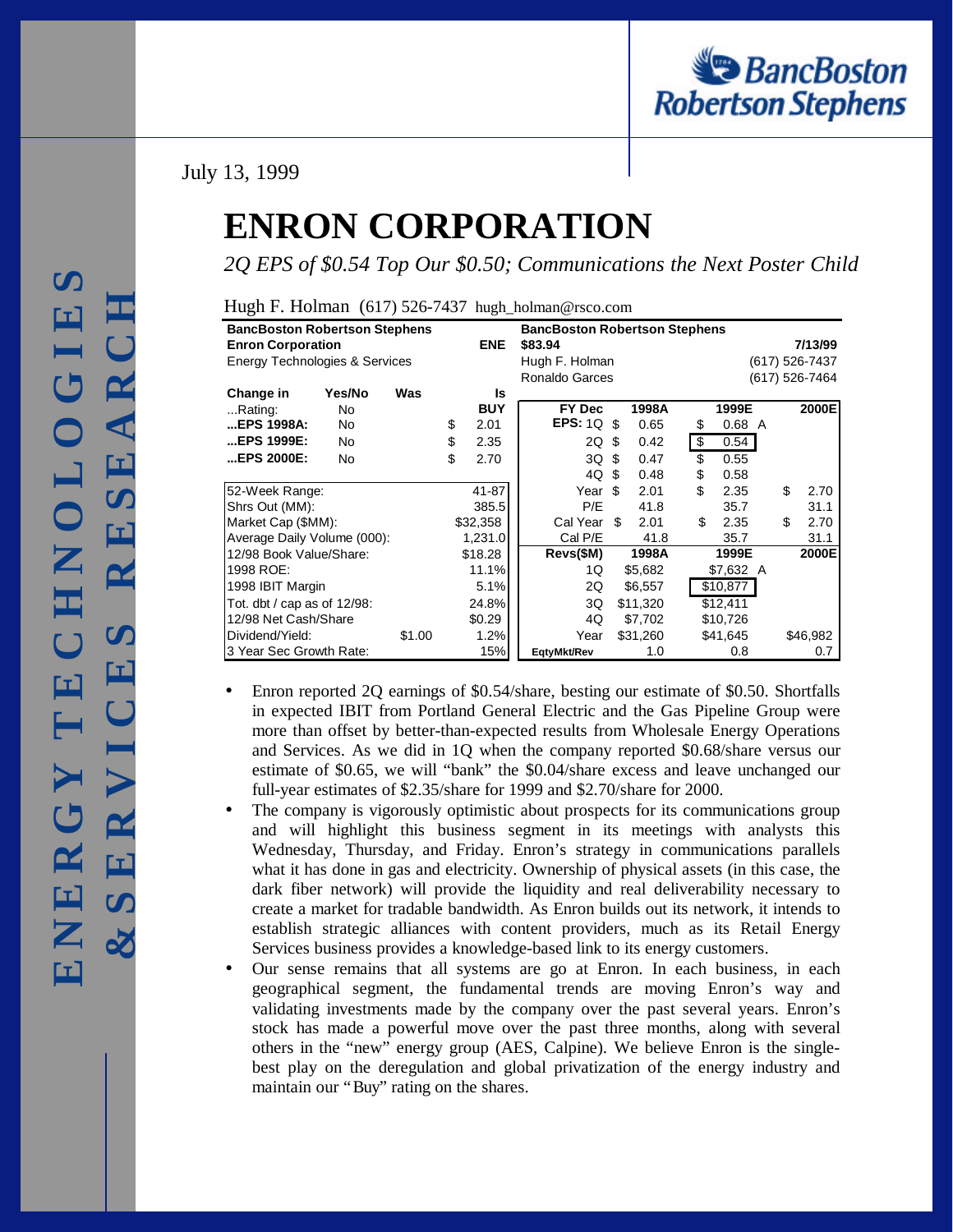July 13, 1999

# ENRON CORPORATION

*2Q EPS of $0.54 Top Our $0.50; Communications the Next Poster Child*

Hugh F. Holman (617) 526-7437 hugh_holman@rsco.com

| **BancBoston Robertson Stephens** | | | |
|---|---|---|---|
| **Enron Corporation** | | | **ENE** |
| Energy Technologies & Services | | | |
| **Change in** | **Yes/No** | **Was** | **Is** |
| ...Rating: | No | | **BUY** |
| **...EPS 1998A:** | No | | $ 2.01 |
| **...EPS 1999E:** | No | | $ 2.35 |
| **...EPS 2000E:** | No | | $ 2.70 |
| 52-Week Range: | | | 41-87 |
| Shrs Out (MM): | | | 385.5 |
| Market Cap ($MM): | | | $32,358 |
| Average Daily Volume (000): | | | 1,231.0 |
| 12/98 Book Value/Share: | | | $18.28 |
| 1998 ROE: | | | 11.1% |
| 1998 IBIT Margin | | | 5.1% |
| Tot. dbt / cap as of 12/98: | | | 24.8% |
| 12/98 Net Cash/Share | | | $0.29 |
| Dividend/Yield: | | $1.00 | 1.2% |
| 3 Year Sec Growth Rate: | | | 15% |

| **BancBoston Robertson Stephens** | | | |
|---|---|---|---|
| **$83.94** | | | **7/13/99** |
| Hugh F. Holman | | | (617) 526-7437 |
| Ronaldo Garces | | | (617) 526-7464 |
| **FY Dec** | **1998A** | **1999E** | **2000E** |
| **EPS:** 1Q | $ 0.65 | $ 0.68 A | |
| 2Q | $ 0.42 | $ 0.54 | |
| 3Q | $ 0.47 | $ 0.55 | |
| 4Q | $ 0.48 | $ 0.58 | |
| Year | $ 2.01 | $ 2.35 | $ 2.70 |
| P/E | 41.8 | 35.7 | 31.1 |
| Cal Year | $ 2.01 | $ 2.35 | $ 2.70 |
| Cal P/E | 41.8 | 35.7 | 31.1 |
| **Revs($M)** | **1998A** | **1999E** | **2000E** |
| 1Q | $5,682 | $7,632 A | |
| 2Q | $6,557 | $10,877 | |
| 3Q | $11,320 | $12,411 | |
| 4Q | $7,702 | $10,726 | |
| Year | $31,260 | $41,645 | $46,982 |
| **EqtyMkt/Rev** | 1.0 | 0.8 | 0.7 |

- Enron reported 2Q earnings of $0.54/share, besting our estimate of $0.50. Shortfalls in expected IBIT from Portland General Electric and the Gas Pipeline Group were more than offset by better-than-expected results from Wholesale Energy Operations and Services. As we did in 1Q when the company reported $0.68/share versus our estimate of $0.65, we will "bank" the $0.04/share excess and leave unchanged our full-year estimates of $2.35/share for 1999 and $2.70/share for 2000.
- The company is vigorously optimistic about prospects for its communications group and will highlight this business segment in its meetings with analysts this Wednesday, Thursday, and Friday. Enron's strategy in communications parallels what it has done in gas and electricity. Ownership of physical assets (in this case, the dark fiber network) will provide the liquidity and real deliverability necessary to create a market for tradable bandwidth. As Enron builds out its network, it intends to establish strategic alliances with content providers, much as its Retail Energy Services business provides a knowledge-based link to its energy customers.
- Our sense remains that all systems are go at Enron. In each business, in each geographical segment, the fundamental trends are moving Enron's way and validating investments made by the company over the past several years. Enron's stock has made a powerful move over the past three months, along with several others in the "new" energy group (AES, Calpine). We believe Enron is the single-best play on the deregulation and global privatization of the energy industry and maintain our "Buy" rating on the shares.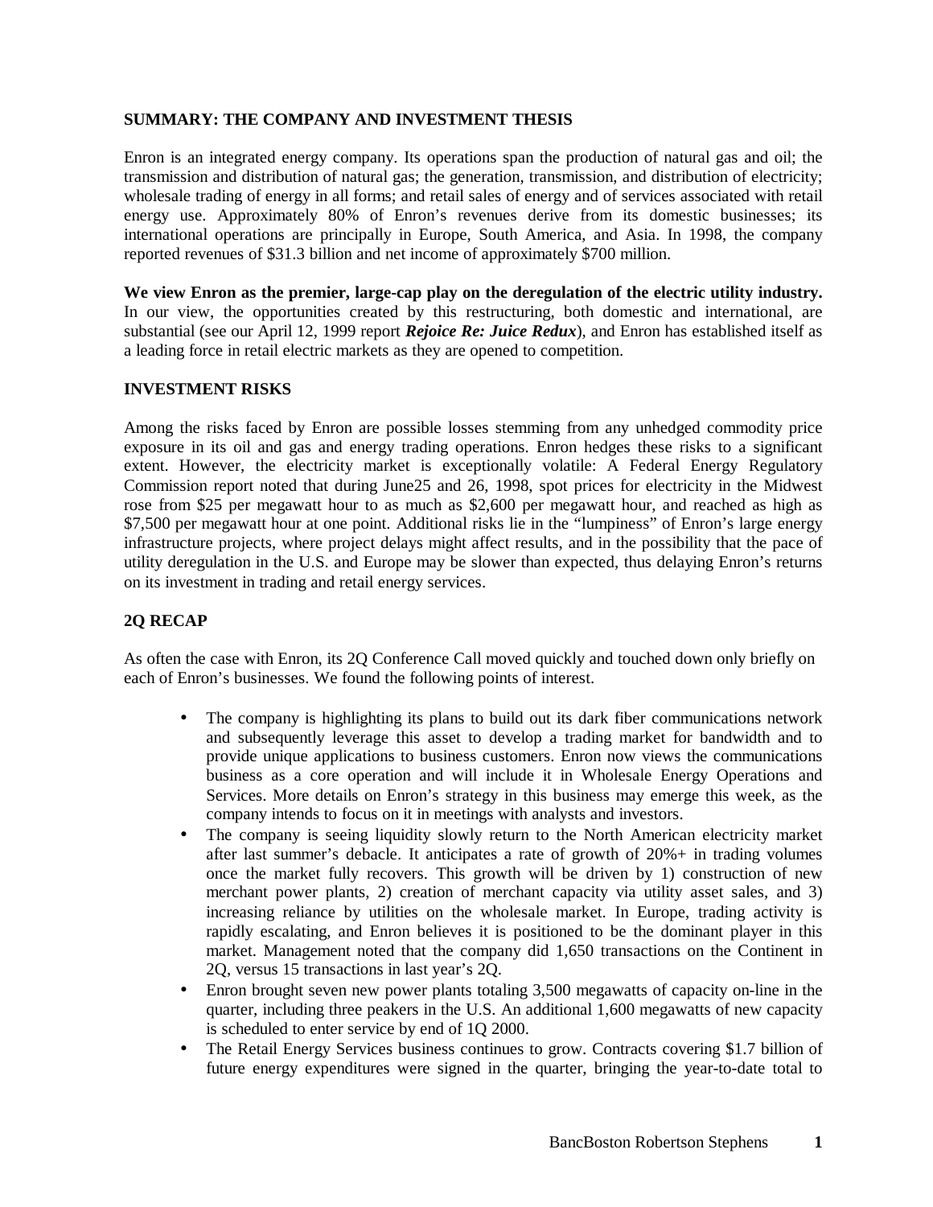## SUMMARY: THE COMPANY AND INVESTMENT THESIS

Enron is an integrated energy company. Its operations span the production of natural gas and oil; the transmission and distribution of natural gas; the generation, transmission, and distribution of electricity; wholesale trading of energy in all forms; and retail sales of energy and of services associated with retail energy use. Approximately 80% of Enron's revenues derive from its domestic businesses; its international operations are principally in Europe, South America, and Asia. In 1998, the company reported revenues of $31.3 billion and net income of approximately $700 million.

**We view Enron as the premier, large-cap play on the deregulation of the electric utility industry.** In our view, the opportunities created by this restructuring, both domestic and international, are substantial (see our April 12, 1999 report ***Rejoice Re: Juice Redux***), and Enron has established itself as a leading force in retail electric markets as they are opened to competition.

## INVESTMENT RISKS

Among the risks faced by Enron are possible losses stemming from any unhedged commodity price exposure in its oil and gas and energy trading operations. Enron hedges these risks to a significant extent. However, the electricity market is exceptionally volatile: A Federal Energy Regulatory Commission report noted that during June25 and 26, 1998, spot prices for electricity in the Midwest rose from $25 per megawatt hour to as much as $2,600 per megawatt hour, and reached as high as $7,500 per megawatt hour at one point. Additional risks lie in the "lumpiness" of Enron's large energy infrastructure projects, where project delays might affect results, and in the possibility that the pace of utility deregulation in the U.S. and Europe may be slower than expected, thus delaying Enron's returns on its investment in trading and retail energy services.

## 2Q RECAP

As often the case with Enron, its 2Q Conference Call moved quickly and touched down only briefly on each of Enron's businesses. We found the following points of interest.

- The company is highlighting its plans to build out its dark fiber communications network and subsequently leverage this asset to develop a trading market for bandwidth and to provide unique applications to business customers. Enron now views the communications business as a core operation and will include it in Wholesale Energy Operations and Services. More details on Enron's strategy in this business may emerge this week, as the company intends to focus on it in meetings with analysts and investors.
- The company is seeing liquidity slowly return to the North American electricity market after last summer's debacle. It anticipates a rate of growth of 20%+ in trading volumes once the market fully recovers. This growth will be driven by 1) construction of new merchant power plants, 2) creation of merchant capacity via utility asset sales, and 3) increasing reliance by utilities on the wholesale market. In Europe, trading activity is rapidly escalating, and Enron believes it is positioned to be the dominant player in this market. Management noted that the company did 1,650 transactions on the Continent in 2Q, versus 15 transactions in last year's 2Q.
- Enron brought seven new power plants totaling 3,500 megawatts of capacity on-line in the quarter, including three peakers in the U.S. An additional 1,600 megawatts of new capacity is scheduled to enter service by end of 1Q 2000.
- The Retail Energy Services business continues to grow. Contracts covering $1.7 billion of future energy expenditures were signed in the quarter, bringing the year-to-date total to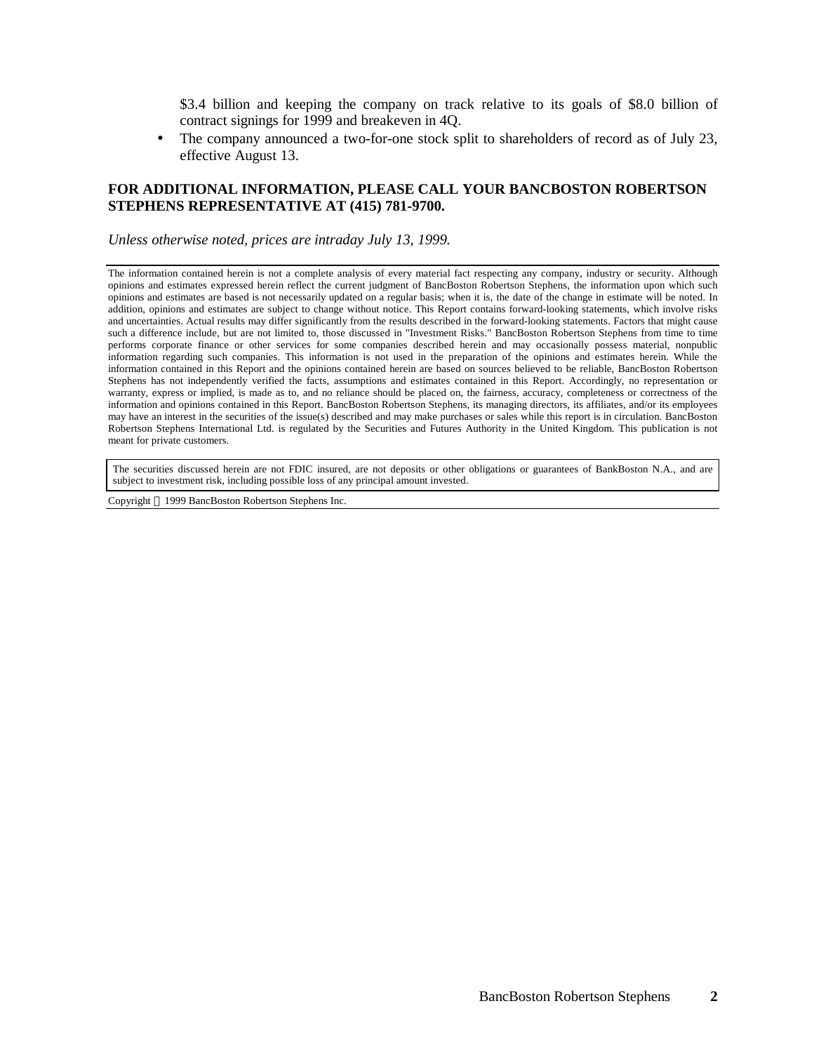$3.4 billion and keeping the company on track relative to its goals of $8.0 billion of contract signings for 1999 and breakeven in 4Q.

- The company announced a two-for-one stock split to shareholders of record as of July 23, effective August 13.

**FOR ADDITIONAL INFORMATION, PLEASE CALL YOUR BANCBOSTON ROBERTSON STEPHENS REPRESENTATIVE AT (415) 781-9700.**

*Unless otherwise noted, prices are intraday July 13, 1999.*

---

The information contained herein is not a complete analysis of every material fact respecting any company, industry or security. Although opinions and estimates expressed herein reflect the current judgment of BancBoston Robertson Stephens, the information upon which such opinions and estimates are based is not necessarily updated on a regular basis; when it is, the date of the change in estimate will be noted. In addition, opinions and estimates are subject to change without notice. This Report contains forward-looking statements, which involve risks and uncertainties. Actual results may differ significantly from the results described in the forward-looking statements. Factors that might cause such a difference include, but are not limited to, those discussed in "Investment Risks." BancBoston Robertson Stephens from time to time performs corporate finance or other services for some companies described herein and may occasionally possess material, nonpublic information regarding such companies. This information is not used in the preparation of the opinions and estimates herein. While the information contained in this Report and the opinions contained herein are based on sources believed to be reliable, BancBoston Robertson Stephens has not independently verified the facts, assumptions and estimates contained in this Report. Accordingly, no representation or warranty, express or implied, is made as to, and no reliance should be placed on, the fairness, accuracy, completeness or correctness of the information and opinions contained in this Report. BancBoston Robertson Stephens, its managing directors, its affiliates, and/or its employees may have an interest in the securities of the issue(s) described and may make purchases or sales while this report is in circulation. BancBoston Robertson Stephens International Ltd. is regulated by the Securities and Futures Authority in the United Kingdom. This publication is not meant for private customers.

The securities discussed herein are not FDIC insured, are not deposits or other obligations or guarantees of BankBoston N.A., and are subject to investment risk, including possible loss of any principal amount invested.

Copyright © 1999 BancBoston Robertson Stephens Inc.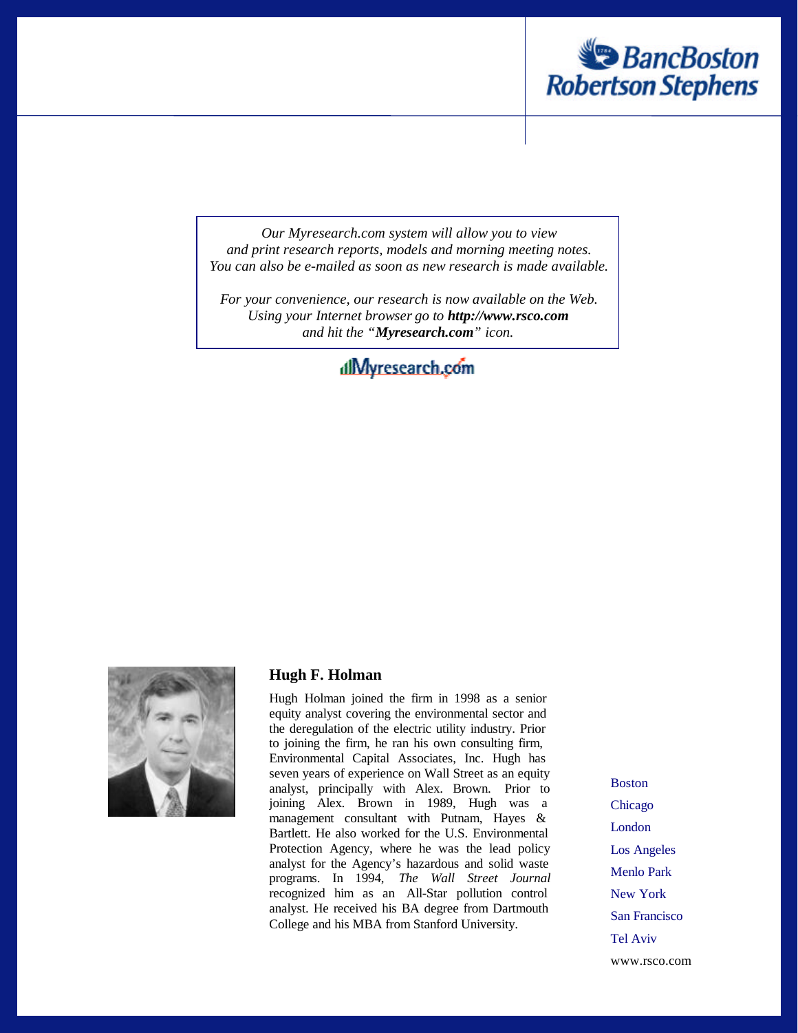BancBoston Robertson Stephens

*Our Myresearch.com system will allow you to view and print research reports, models and morning meeting notes. You can also be e-mailed as soon as new research is made available.*

*For your convenience, our research is now available on the Web. Using your Internet browser go to **http://www.rsco.com** and hit the "**Myresearch.com**" icon.*

Myresearch.com

## Hugh F. Holman

Hugh Holman joined the firm in 1998 as a senior equity analyst covering the environmental sector and the deregulation of the electric utility industry. Prior to joining the firm, he ran his own consulting firm, Environmental Capital Associates, Inc. Hugh has seven years of experience on Wall Street as an equity analyst, principally with Alex. Brown. Prior to joining Alex. Brown in 1989, Hugh was a management consultant with Putnam, Hayes & Bartlett. He also worked for the U.S. Environmental Protection Agency, where he was the lead policy analyst for the Agency's hazardous and solid waste programs. In 1994, *The Wall Street Journal* recognized him as an All-Star pollution control analyst. He received his BA degree from Dartmouth College and his MBA from Stanford University.

Boston
Chicago
London
Los Angeles
Menlo Park
New York
San Francisco
Tel Aviv
www.rsco.com